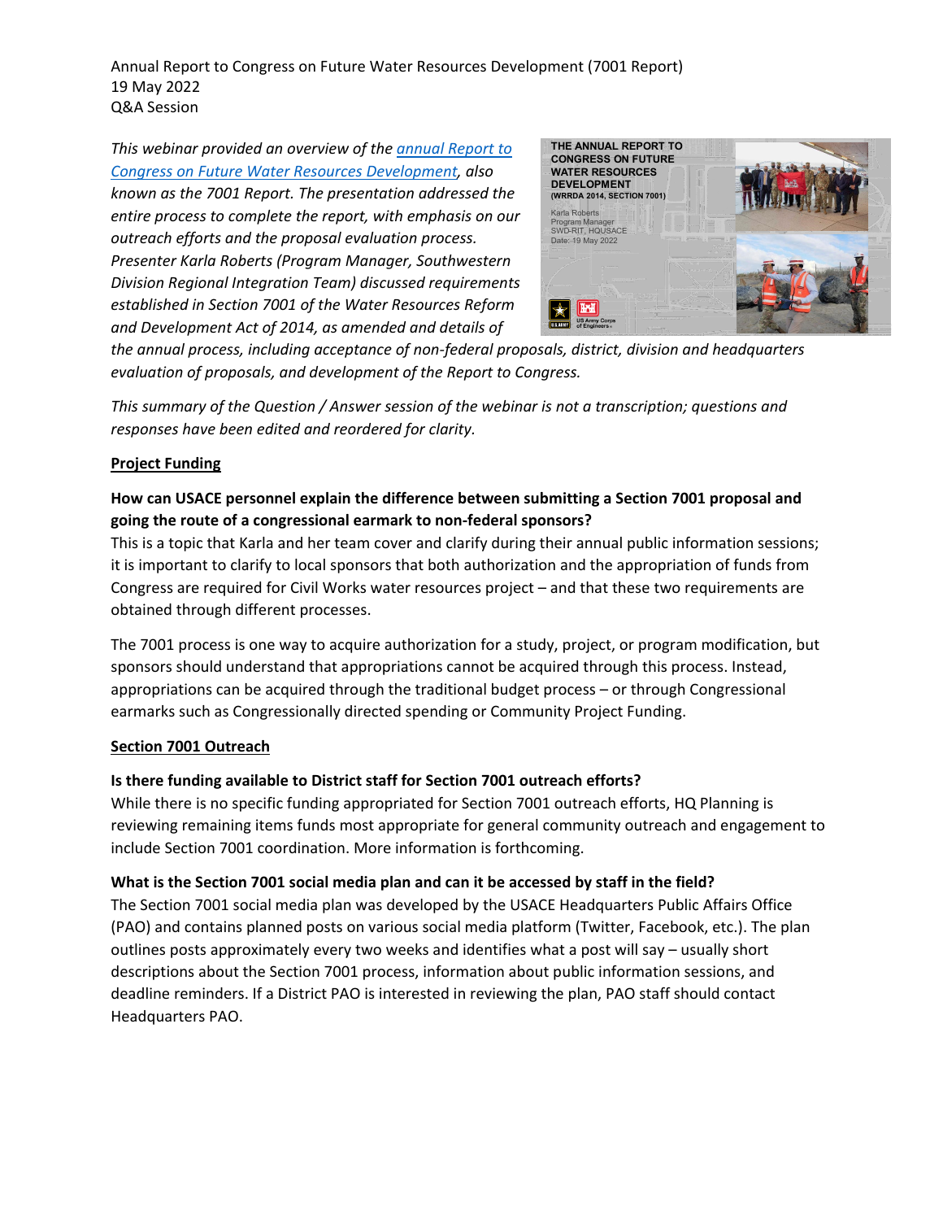Annual Report to Congress on Future Water Resources Development (7001 Report)
19 May 2022
Q&A Session

*This webinar provided an overview of the [annual Report to Congress on Future Water Resources Development](), also known as the 7001 Report. The presentation addressed the entire process to complete the report, with emphasis on our outreach efforts and the proposal evaluation process. Presenter Karla Roberts (Program Manager, Southwestern Division Regional Integration Team) discussed requirements established in Section 7001 of the Water Resources Reform and Development Act of 2014, as amended and details of the annual process, including acceptance of non-federal proposals, district, division and headquarters evaluation of proposals, and development of the Report to Congress.*

*This summary of the Question / Answer session of the webinar is not a transcription; questions and responses have been edited and reordered for clarity.*

## Project Funding

**How can USACE personnel explain the difference between submitting a Section 7001 proposal and going the route of a congressional earmark to non-federal sponsors?**

This is a topic that Karla and her team cover and clarify during their annual public information sessions; it is important to clarify to local sponsors that both authorization and the appropriation of funds from Congress are required for Civil Works water resources project – and that these two requirements are obtained through different processes.

The 7001 process is one way to acquire authorization for a study, project, or program modification, but sponsors should understand that appropriations cannot be acquired through this process. Instead, appropriations can be acquired through the traditional budget process – or through Congressional earmarks such as Congressionally directed spending or Community Project Funding.

## Section 7001 Outreach

**Is there funding available to District staff for Section 7001 outreach efforts?**

While there is no specific funding appropriated for Section 7001 outreach efforts, HQ Planning is reviewing remaining items funds most appropriate for general community outreach and engagement to include Section 7001 coordination. More information is forthcoming.

**What is the Section 7001 social media plan and can it be accessed by staff in the field?**

The Section 7001 social media plan was developed by the USACE Headquarters Public Affairs Office (PAO) and contains planned posts on various social media platform (Twitter, Facebook, etc.). The plan outlines posts approximately every two weeks and identifies what a post will say – usually short descriptions about the Section 7001 process, information about public information sessions, and deadline reminders. If a District PAO is interested in reviewing the plan, PAO staff should contact Headquarters PAO.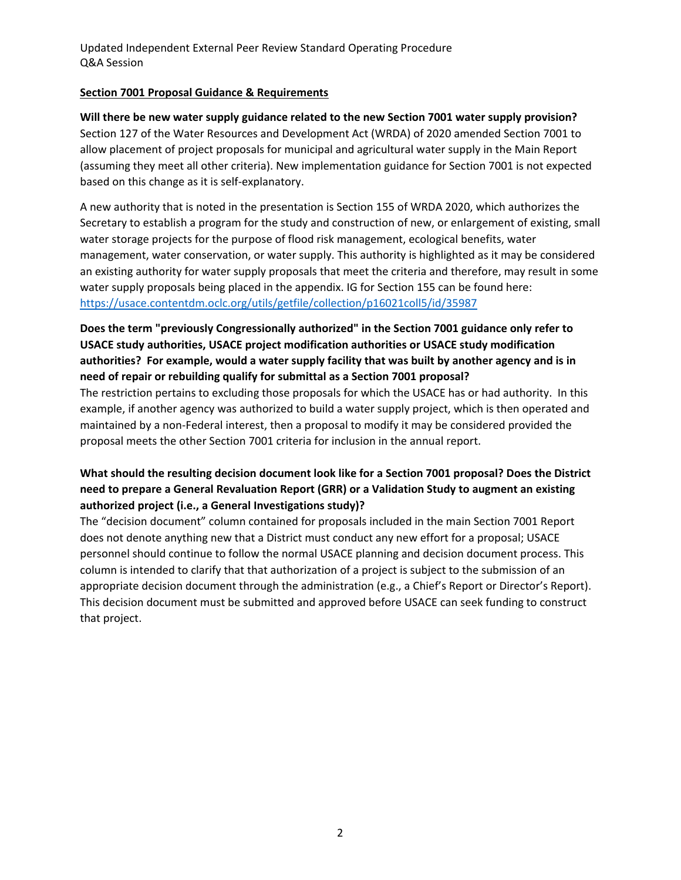## Section 7001 Proposal Guidance & Requirements

**Will there be new water supply guidance related to the new Section 7001 water supply provision?**

Section 127 of the Water Resources and Development Act (WRDA) of 2020 amended Section 7001 to allow placement of project proposals for municipal and agricultural water supply in the Main Report (assuming they meet all other criteria). New implementation guidance for Section 7001 is not expected based on this change as it is self-explanatory.

A new authority that is noted in the presentation is Section 155 of WRDA 2020, which authorizes the Secretary to establish a program for the study and construction of new, or enlargement of existing, small water storage projects for the purpose of flood risk management, ecological benefits, water management, water conservation, or water supply. This authority is highlighted as it may be considered an existing authority for water supply proposals that meet the criteria and therefore, may result in some water supply proposals being placed in the appendix. IG for Section 155 can be found here: https://usace.contentdm.oclc.org/utils/getfile/collection/p16021coll5/id/35987

**Does the term "previously Congressionally authorized" in the Section 7001 guidance only refer to USACE study authorities, USACE project modification authorities or USACE study modification authorities? For example, would a water supply facility that was built by another agency and is in need of repair or rebuilding qualify for submittal as a Section 7001 proposal?**

The restriction pertains to excluding those proposals for which the USACE has or had authority. In this example, if another agency was authorized to build a water supply project, which is then operated and maintained by a non-Federal interest, then a proposal to modify it may be considered provided the proposal meets the other Section 7001 criteria for inclusion in the annual report.

**What should the resulting decision document look like for a Section 7001 proposal? Does the District need to prepare a General Revaluation Report (GRR) or a Validation Study to augment an existing authorized project (i.e., a General Investigations study)?**

The "decision document" column contained for proposals included in the main Section 7001 Report does not denote anything new that a District must conduct any new effort for a proposal; USACE personnel should continue to follow the normal USACE planning and decision document process. This column is intended to clarify that that authorization of a project is subject to the submission of an appropriate decision document through the administration (e.g., a Chief's Report or Director's Report). This decision document must be submitted and approved before USACE can seek funding to construct that project.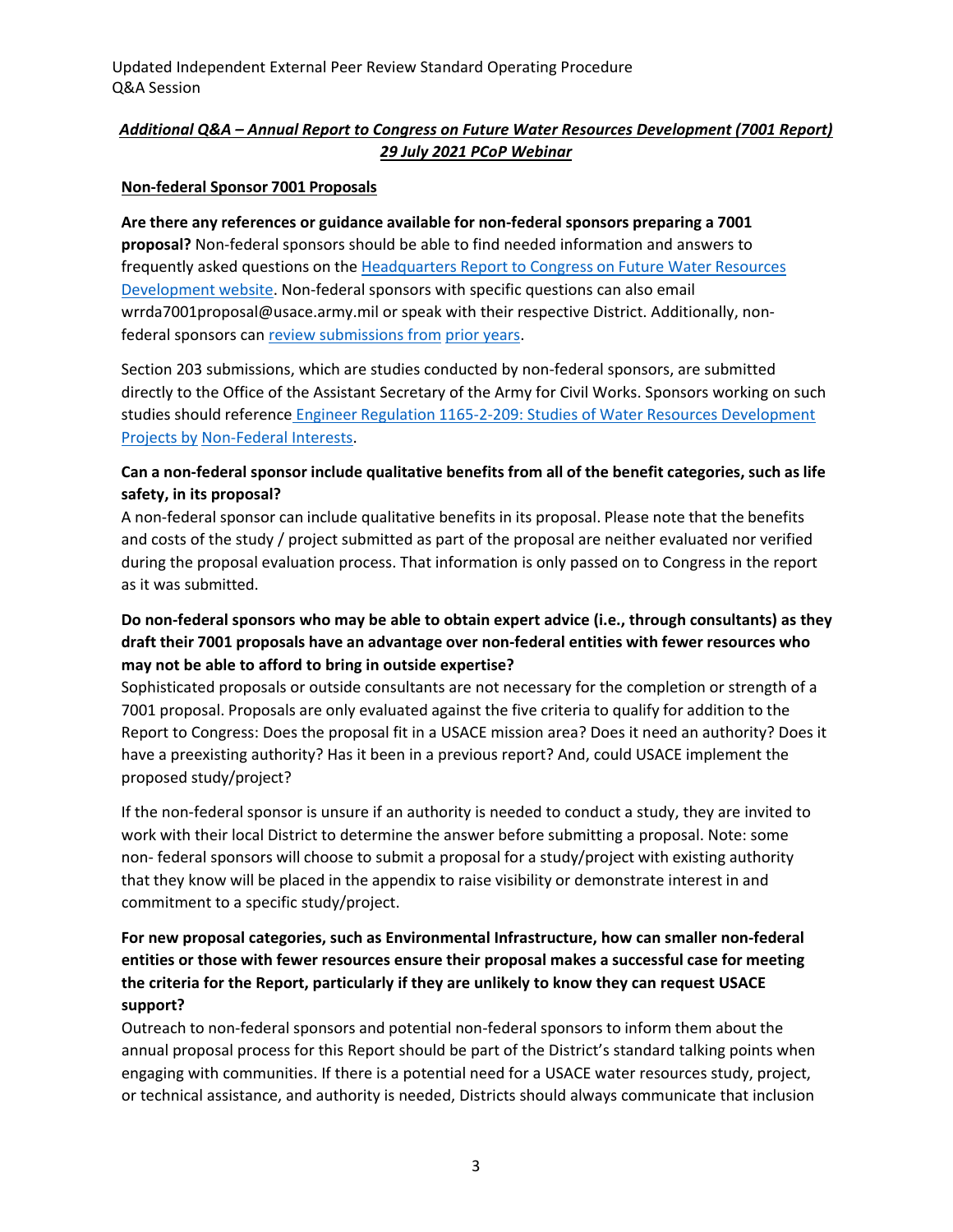***Additional Q&A – Annual Report to Congress on Future Water Resources Development (7001 Report) 29 July 2021 PCoP Webinar***

**Non-federal Sponsor 7001 Proposals**

**Are there any references or guidance available for non-federal sponsors preparing a 7001 proposal?** Non-federal sponsors should be able to find needed information and answers to frequently asked questions on the [Headquarters Report to Congress on Future Water Resources Development website](). Non-federal sponsors with specific questions can also email wrrda7001proposal@usace.army.mil or speak with their respective District. Additionally, non-federal sponsors can [review submissions from prior years]().

Section 203 submissions, which are studies conducted by non-federal sponsors, are submitted directly to the Office of the Assistant Secretary of the Army for Civil Works. Sponsors working on such studies should reference [Engineer Regulation 1165-2-209: Studies of Water Resources Development Projects by Non-Federal Interests]().

**Can a non-federal sponsor include qualitative benefits from all of the benefit categories, such as life safety, in its proposal?**

A non-federal sponsor can include qualitative benefits in its proposal. Please note that the benefits and costs of the study / project submitted as part of the proposal are neither evaluated nor verified during the proposal evaluation process. That information is only passed on to Congress in the report as it was submitted.

**Do non-federal sponsors who may be able to obtain expert advice (i.e., through consultants) as they draft their 7001 proposals have an advantage over non-federal entities with fewer resources who may not be able to afford to bring in outside expertise?**

Sophisticated proposals or outside consultants are not necessary for the completion or strength of a 7001 proposal. Proposals are only evaluated against the five criteria to qualify for addition to the Report to Congress: Does the proposal fit in a USACE mission area? Does it need an authority? Does it have a preexisting authority? Has it been in a previous report? And, could USACE implement the proposed study/project?

If the non-federal sponsor is unsure if an authority is needed to conduct a study, they are invited to work with their local District to determine the answer before submitting a proposal. Note: some non- federal sponsors will choose to submit a proposal for a study/project with existing authority that they know will be placed in the appendix to raise visibility or demonstrate interest in and commitment to a specific study/project.

**For new proposal categories, such as Environmental Infrastructure, how can smaller non-federal entities or those with fewer resources ensure their proposal makes a successful case for meeting the criteria for the Report, particularly if they are unlikely to know they can request USACE support?**

Outreach to non-federal sponsors and potential non-federal sponsors to inform them about the annual proposal process for this Report should be part of the District's standard talking points when engaging with communities. If there is a potential need for a USACE water resources study, project, or technical assistance, and authority is needed, Districts should always communicate that inclusion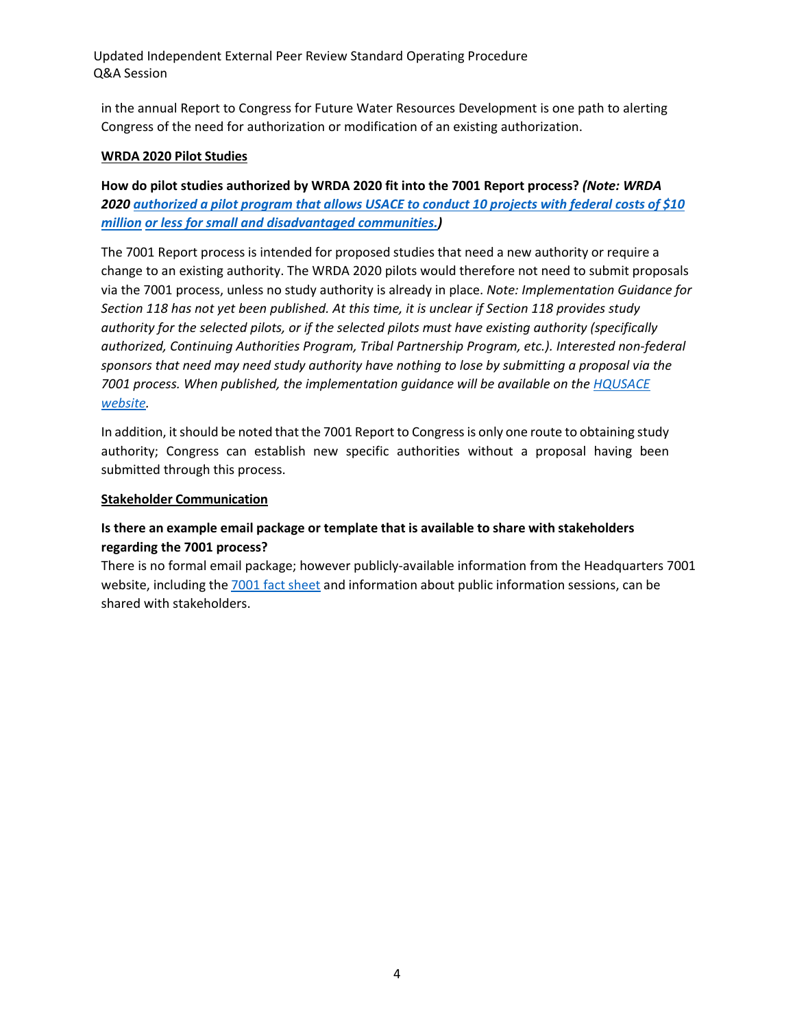in the annual Report to Congress for Future Water Resources Development is one path to alerting Congress of the need for authorization or modification of an existing authorization.

**WRDA 2020 Pilot Studies**

**How do pilot studies authorized by WRDA 2020 fit into the 7001 Report process?** ***(Note: WRDA 2020 authorized a pilot program that allows USACE to conduct 10 projects with federal costs of $10 million or less for small and disadvantaged communities.)***

The 7001 Report process is intended for proposed studies that need a new authority or require a change to an existing authority. The WRDA 2020 pilots would therefore not need to submit proposals via the 7001 process, unless no study authority is already in place. *Note: Implementation Guidance for Section 118 has not yet been published. At this time, it is unclear if Section 118 provides study authority for the selected pilots, or if the selected pilots must have existing authority (specifically authorized, Continuing Authorities Program, Tribal Partnership Program, etc.). Interested non-federal sponsors that need may need study authority have nothing to lose by submitting a proposal via the 7001 process. When published, the implementation guidance will be available on the HQUSACE website.*

In addition, it should be noted that the 7001 Report to Congress is only one route to obtaining study authority; Congress can establish new specific authorities without a proposal having been submitted through this process.

**Stakeholder Communication**

**Is there an example email package or template that is available to share with stakeholders regarding the 7001 process?**

There is no formal email package; however publicly-available information from the Headquarters 7001 website, including the 7001 fact sheet and information about public information sessions, can be shared with stakeholders.